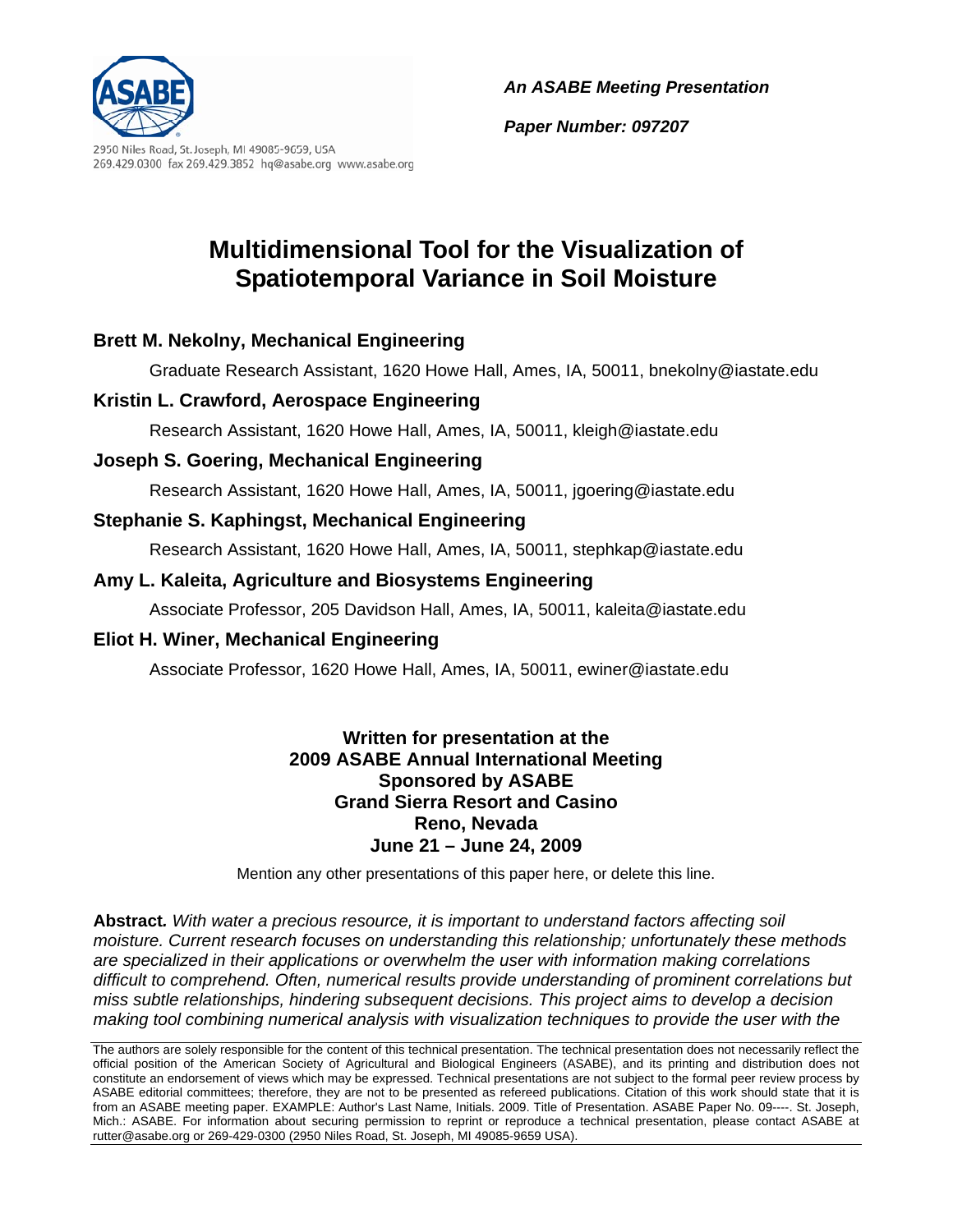2950 Niles Road, St. Joseph, MI 49085-9659, USA
269.429.0300 fax 269.429.3852 hq@asabe.org www.asabe.org

***An ASABE Meeting Presentation***

***Paper Number: 097207***

# Multidimensional Tool for the Visualization of Spatiotemporal Variance in Soil Moisture

**Brett M. Nekolny, Mechanical Engineering**

Graduate Research Assistant, 1620 Howe Hall, Ames, IA, 50011, bnekolny@iastate.edu

**Kristin L. Crawford, Aerospace Engineering**

Research Assistant, 1620 Howe Hall, Ames, IA, 50011, kleigh@iastate.edu

**Joseph S. Goering, Mechanical Engineering**

Research Assistant, 1620 Howe Hall, Ames, IA, 50011, jgoering@iastate.edu

**Stephanie S. Kaphingst, Mechanical Engineering**

Research Assistant, 1620 Howe Hall, Ames, IA, 50011, stephkap@iastate.edu

**Amy L. Kaleita, Agriculture and Biosystems Engineering**

Associate Professor, 205 Davidson Hall, Ames, IA, 50011, kaleita@iastate.edu

**Eliot H. Winer, Mechanical Engineering**

Associate Professor, 1620 Howe Hall, Ames, IA, 50011, ewiner@iastate.edu

**Written for presentation at the**
**2009 ASABE Annual International Meeting**
**Sponsored by ASABE**
**Grand Sierra Resort and Casino**
**Reno, Nevada**
**June 21 – June 24, 2009**

Mention any other presentations of this paper here, or delete this line.

**Abstract.** *With water a precious resource, it is important to understand factors affecting soil moisture. Current research focuses on understanding this relationship; unfortunately these methods are specialized in their applications or overwhelm the user with information making correlations difficult to comprehend. Often, numerical results provide understanding of prominent correlations but miss subtle relationships, hindering subsequent decisions. This project aims to develop a decision making tool combining numerical analysis with visualization techniques to provide the user with the*

The authors are solely responsible for the content of this technical presentation. The technical presentation does not necessarily reflect the official position of the American Society of Agricultural and Biological Engineers (ASABE), and its printing and distribution does not constitute an endorsement of views which may be expressed. Technical presentations are not subject to the formal peer review process by ASABE editorial committees; therefore, they are not to be presented as refereed publications. Citation of this work should state that it is from an ASABE meeting paper. EXAMPLE: Author's Last Name, Initials. 2009. Title of Presentation. ASABE Paper No. 09----. St. Joseph, Mich.: ASABE. For information about securing permission to reprint or reproduce a technical presentation, please contact ASABE at rutter@asabe.org or 269-429-0300 (2950 Niles Road, St. Joseph, MI 49085-9659 USA).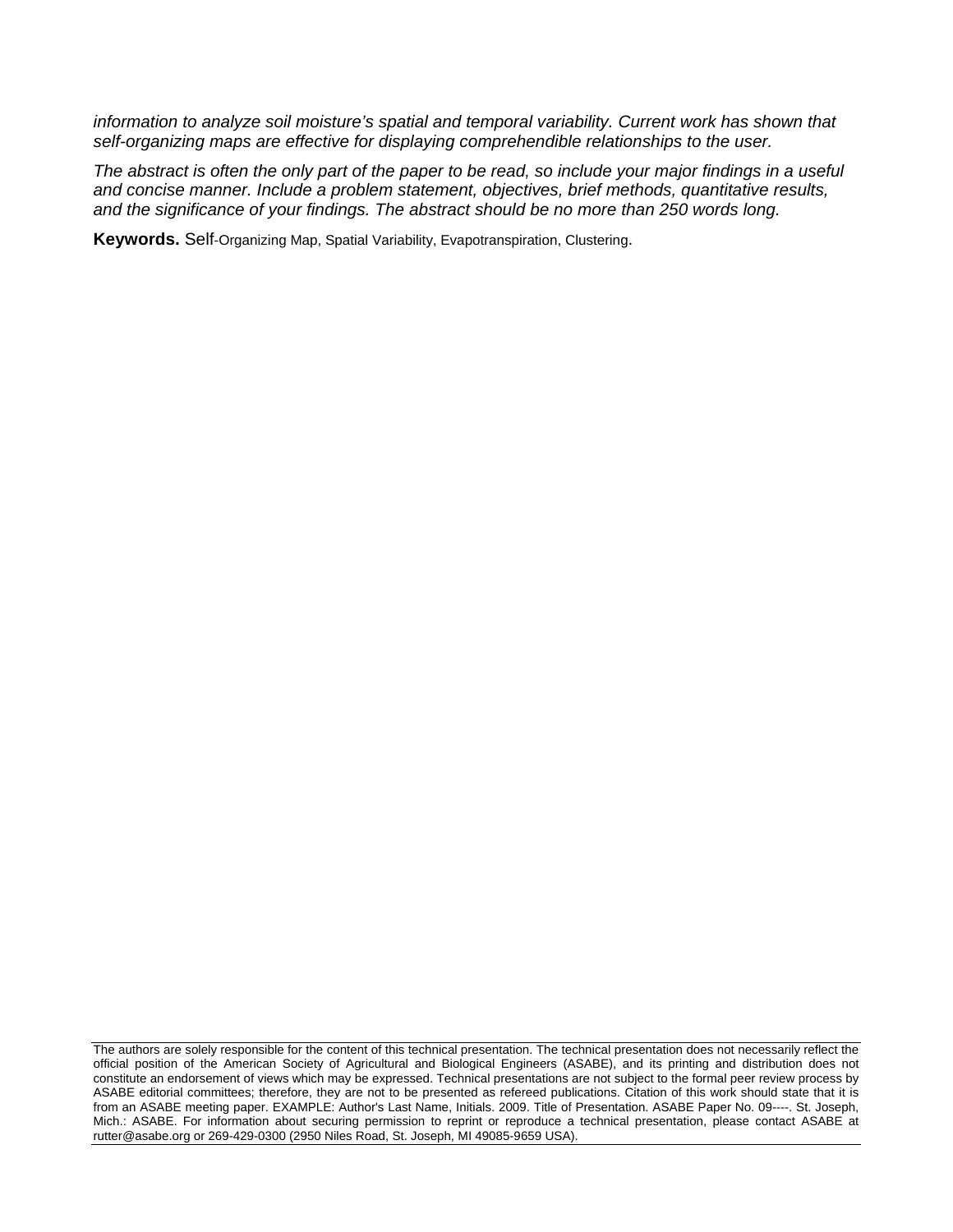*information to analyze soil moisture's spatial and temporal variability. Current work has shown that self-organizing maps are effective for displaying comprehendible relationships to the user.*

*The abstract is often the only part of the paper to be read, so include your major findings in a useful and concise manner. Include a problem statement, objectives, brief methods, quantitative results, and the significance of your findings. The abstract should be no more than 250 words long.*

**Keywords.** Self-Organizing Map, Spatial Variability, Evapotranspiration, Clustering.

The authors are solely responsible for the content of this technical presentation. The technical presentation does not necessarily reflect the official position of the American Society of Agricultural and Biological Engineers (ASABE), and its printing and distribution does not constitute an endorsement of views which may be expressed. Technical presentations are not subject to the formal peer review process by ASABE editorial committees; therefore, they are not to be presented as refereed publications. Citation of this work should state that it is from an ASABE meeting paper. EXAMPLE: Author's Last Name, Initials. 2009. Title of Presentation. ASABE Paper No. 09----. St. Joseph, Mich.: ASABE. For information about securing permission to reprint or reproduce a technical presentation, please contact ASABE at rutter@asabe.org or 269-429-0300 (2950 Niles Road, St. Joseph, MI 49085-9659 USA).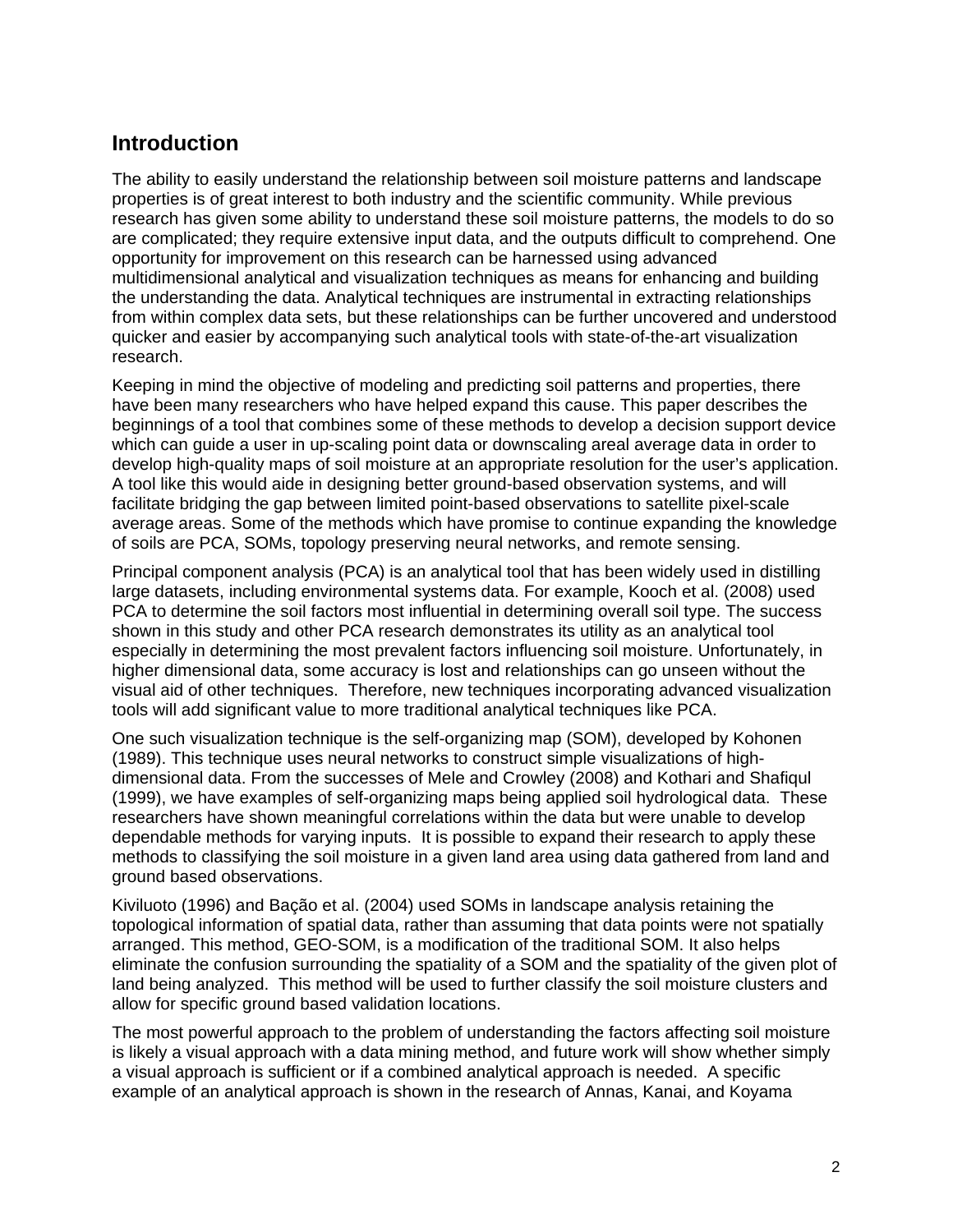## Introduction

The ability to easily understand the relationship between soil moisture patterns and landscape properties is of great interest to both industry and the scientific community. While previous research has given some ability to understand these soil moisture patterns, the models to do so are complicated; they require extensive input data, and the outputs difficult to comprehend. One opportunity for improvement on this research can be harnessed using advanced multidimensional analytical and visualization techniques as means for enhancing and building the understanding the data. Analytical techniques are instrumental in extracting relationships from within complex data sets, but these relationships can be further uncovered and understood quicker and easier by accompanying such analytical tools with state-of-the-art visualization research.

Keeping in mind the objective of modeling and predicting soil patterns and properties, there have been many researchers who have helped expand this cause. This paper describes the beginnings of a tool that combines some of these methods to develop a decision support device which can guide a user in up-scaling point data or downscaling areal average data in order to develop high-quality maps of soil moisture at an appropriate resolution for the user's application. A tool like this would aide in designing better ground-based observation systems, and will facilitate bridging the gap between limited point-based observations to satellite pixel-scale average areas. Some of the methods which have promise to continue expanding the knowledge of soils are PCA, SOMs, topology preserving neural networks, and remote sensing.

Principal component analysis (PCA) is an analytical tool that has been widely used in distilling large datasets, including environmental systems data. For example, Kooch et al. (2008) used PCA to determine the soil factors most influential in determining overall soil type. The success shown in this study and other PCA research demonstrates its utility as an analytical tool especially in determining the most prevalent factors influencing soil moisture. Unfortunately, in higher dimensional data, some accuracy is lost and relationships can go unseen without the visual aid of other techniques. Therefore, new techniques incorporating advanced visualization tools will add significant value to more traditional analytical techniques like PCA.

One such visualization technique is the self-organizing map (SOM), developed by Kohonen (1989). This technique uses neural networks to construct simple visualizations of high-dimensional data. From the successes of Mele and Crowley (2008) and Kothari and Shafiqul (1999), we have examples of self-organizing maps being applied soil hydrological data. These researchers have shown meaningful correlations within the data but were unable to develop dependable methods for varying inputs. It is possible to expand their research to apply these methods to classifying the soil moisture in a given land area using data gathered from land and ground based observations.

Kiviluoto (1996) and Bação et al. (2004) used SOMs in landscape analysis retaining the topological information of spatial data, rather than assuming that data points were not spatially arranged. This method, GEO-SOM, is a modification of the traditional SOM. It also helps eliminate the confusion surrounding the spatiality of a SOM and the spatiality of the given plot of land being analyzed. This method will be used to further classify the soil moisture clusters and allow for specific ground based validation locations.

The most powerful approach to the problem of understanding the factors affecting soil moisture is likely a visual approach with a data mining method, and future work will show whether simply a visual approach is sufficient or if a combined analytical approach is needed. A specific example of an analytical approach is shown in the research of Annas, Kanai, and Koyama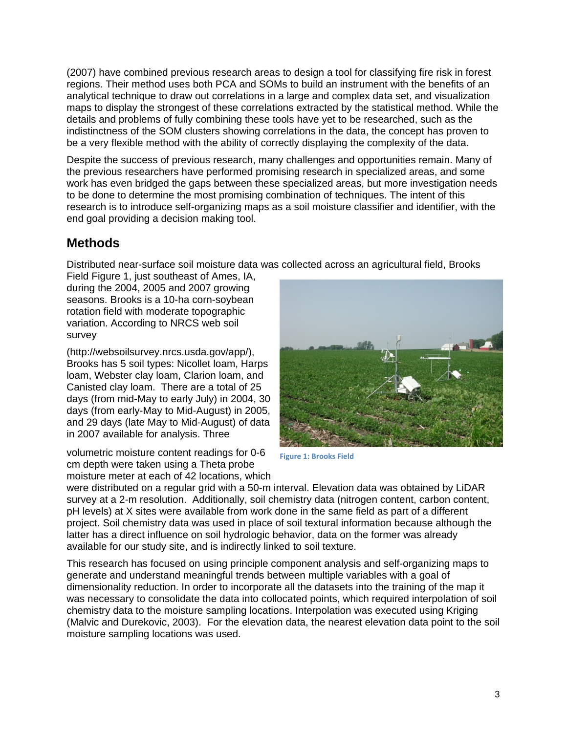(2007) have combined previous research areas to design a tool for classifying fire risk in forest regions. Their method uses both PCA and SOMs to build an instrument with the benefits of an analytical technique to draw out correlations in a large and complex data set, and visualization maps to display the strongest of these correlations extracted by the statistical method. While the details and problems of fully combining these tools have yet to be researched, such as the indistinctness of the SOM clusters showing correlations in the data, the concept has proven to be a very flexible method with the ability of correctly displaying the complexity of the data.

Despite the success of previous research, many challenges and opportunities remain. Many of the previous researchers have performed promising research in specialized areas, and some work has even bridged the gaps between these specialized areas, but more investigation needs to be done to determine the most promising combination of techniques. The intent of this research is to introduce self-organizing maps as a soil moisture classifier and identifier, with the end goal providing a decision making tool.

## Methods

Distributed near-surface soil moisture data was collected across an agricultural field, Brooks Field Figure 1, just southeast of Ames, IA, during the 2004, 2005 and 2007 growing seasons. Brooks is a 10-ha corn-soybean rotation field with moderate topographic variation. According to NRCS web soil survey (http://websoilsurvey.nrcs.usda.gov/app/), Brooks has 5 soil types: Nicollet loam, Harps loam, Webster clay loam, Clarion loam, and Canisted clay loam. There are a total of 25 days (from mid-May to early July) in 2004, 30 days (from early-May to Mid-August) in 2005, and 29 days (late May to Mid-August) of data in 2007 available for analysis. Three volumetric moisture content readings for 0-6 cm depth were taken using a Theta probe moisture meter at each of 42 locations, which were distributed on a regular grid with a 50-m interval. Elevation data was obtained by LiDAR survey at a 2-m resolution. Additionally, soil chemistry data (nitrogen content, carbon content, pH levels) at X sites were available from work done in the same field as part of a different project. Soil chemistry data was used in place of soil textural information because although the latter has a direct influence on soil hydrologic behavior, data on the former was already available for our study site, and is indirectly linked to soil texture.

Figure 1: Brooks Field

This research has focused on using principle component analysis and self-organizing maps to generate and understand meaningful trends between multiple variables with a goal of dimensionality reduction. In order to incorporate all the datasets into the training of the map it was necessary to consolidate the data into collocated points, which required interpolation of soil chemistry data to the moisture sampling locations. Interpolation was executed using Kriging (Malvic and Durekovic, 2003). For the elevation data, the nearest elevation data point to the soil moisture sampling locations was used.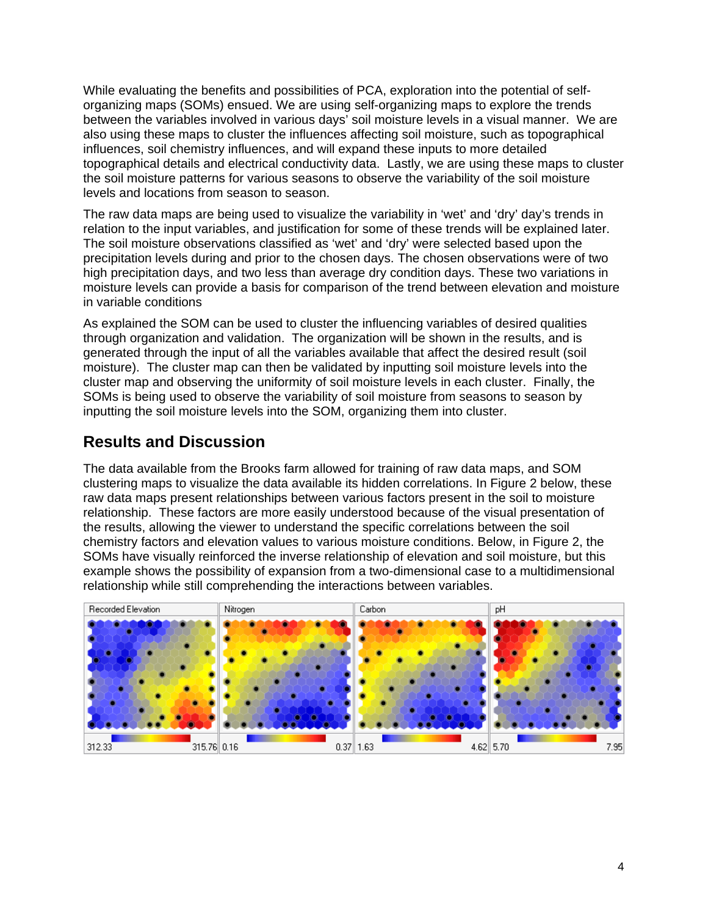While evaluating the benefits and possibilities of PCA, exploration into the potential of self-organizing maps (SOMs) ensued. We are using self-organizing maps to explore the trends between the variables involved in various days' soil moisture levels in a visual manner. We are also using these maps to cluster the influences affecting soil moisture, such as topographical influences, soil chemistry influences, and will expand these inputs to more detailed topographical details and electrical conductivity data. Lastly, we are using these maps to cluster the soil moisture patterns for various seasons to observe the variability of the soil moisture levels and locations from season to season.

The raw data maps are being used to visualize the variability in 'wet' and 'dry' day's trends in relation to the input variables, and justification for some of these trends will be explained later. The soil moisture observations classified as 'wet' and 'dry' were selected based upon the precipitation levels during and prior to the chosen days. The chosen observations were of two high precipitation days, and two less than average dry condition days. These two variations in moisture levels can provide a basis for comparison of the trend between elevation and moisture in variable conditions

As explained the SOM can be used to cluster the influencing variables of desired qualities through organization and validation. The organization will be shown in the results, and is generated through the input of all the variables available that affect the desired result (soil moisture). The cluster map can then be validated by inputting soil moisture levels into the cluster map and observing the uniformity of soil moisture levels in each cluster. Finally, the SOMs is being used to observe the variability of soil moisture from seasons to season by inputting the soil moisture levels into the SOM, organizing them into cluster.

## Results and Discussion

The data available from the Brooks farm allowed for training of raw data maps, and SOM clustering maps to visualize the data available its hidden correlations. In Figure 2 below, these raw data maps present relationships between various factors present in the soil to moisture relationship. These factors are more easily understood because of the visual presentation of the results, allowing the viewer to understand the specific correlations between the soil chemistry factors and elevation values to various moisture conditions. Below, in Figure 2, the SOMs have visually reinforced the inverse relationship of elevation and soil moisture, but this example shows the possibility of expansion from a two-dimensional case to a multidimensional relationship while still comprehending the interactions between variables.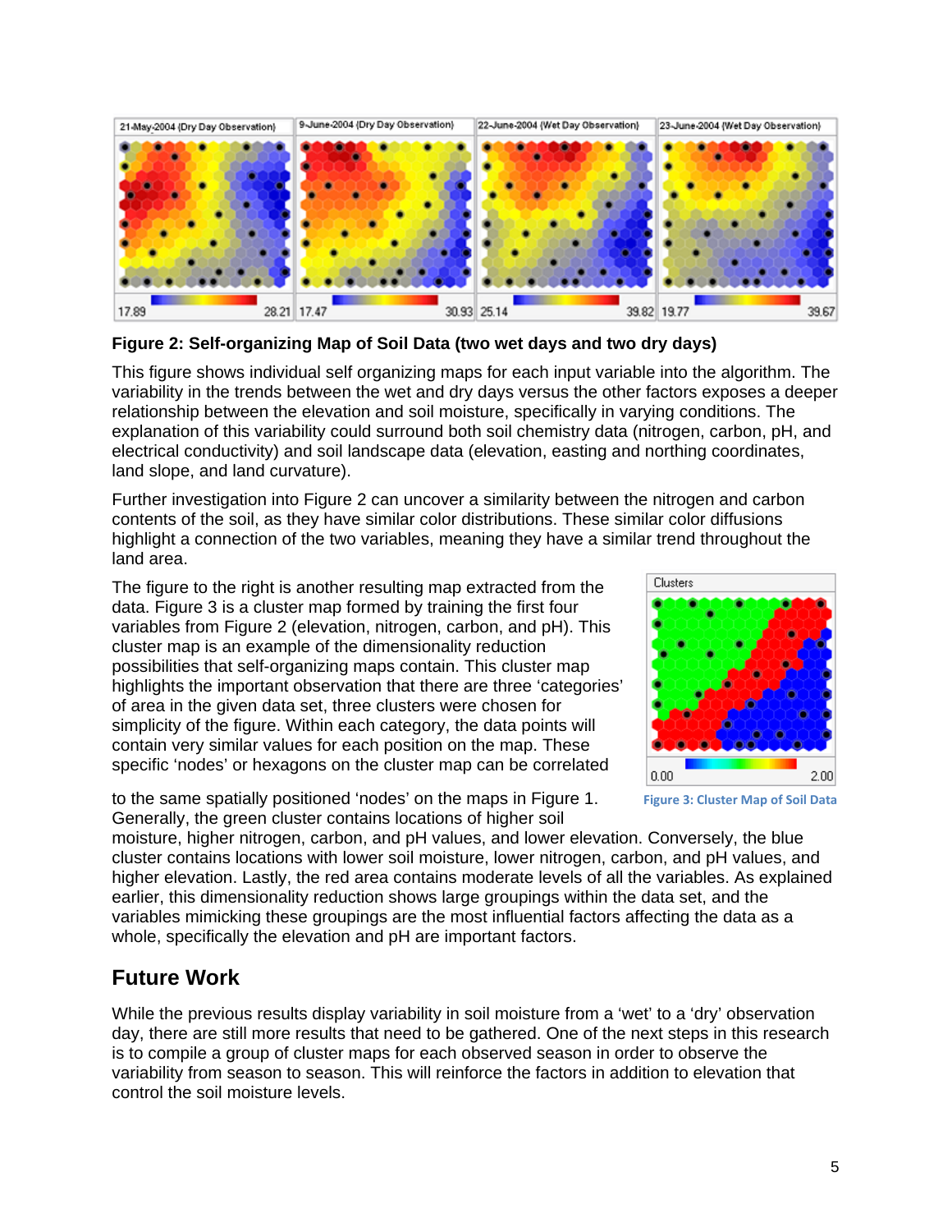**Figure 2: Self-organizing Map of Soil Data (two wet days and two dry days)**

This figure shows individual self organizing maps for each input variable into the algorithm. The variability in the trends between the wet and dry days versus the other factors exposes a deeper relationship between the elevation and soil moisture, specifically in varying conditions. The explanation of this variability could surround both soil chemistry data (nitrogen, carbon, pH, and electrical conductivity) and soil landscape data (elevation, easting and northing coordinates, land slope, and land curvature).

Further investigation into Figure 2 can uncover a similarity between the nitrogen and carbon contents of the soil, as they have similar color distributions. These similar color diffusions highlight a connection of the two variables, meaning they have a similar trend throughout the land area.

The figure to the right is another resulting map extracted from the data. Figure 3 is a cluster map formed by training the first four variables from Figure 2 (elevation, nitrogen, carbon, and pH). This cluster map is an example of the dimensionality reduction possibilities that self-organizing maps contain. This cluster map highlights the important observation that there are three 'categories' of area in the given data set, three clusters were chosen for simplicity of the figure. Within each category, the data points will contain very similar values for each position on the map. These specific 'nodes' or hexagons on the cluster map can be correlated to the same spatially positioned 'nodes' on the maps in Figure 1. Generally, the green cluster contains locations of higher soil moisture, higher nitrogen, carbon, and pH values, and lower elevation. Conversely, the blue cluster contains locations with lower soil moisture, lower nitrogen, carbon, and pH values, and higher elevation. Lastly, the red area contains moderate levels of all the variables. As explained earlier, this dimensionality reduction shows large groupings within the data set, and the variables mimicking these groupings are the most influential factors affecting the data as a whole, specifically the elevation and pH are important factors.

Figure 3: Cluster Map of Soil Data

## Future Work

While the previous results display variability in soil moisture from a 'wet' to a 'dry' observation day, there are still more results that need to be gathered. One of the next steps in this research is to compile a group of cluster maps for each observed season in order to observe the variability from season to season. This will reinforce the factors in addition to elevation that control the soil moisture levels.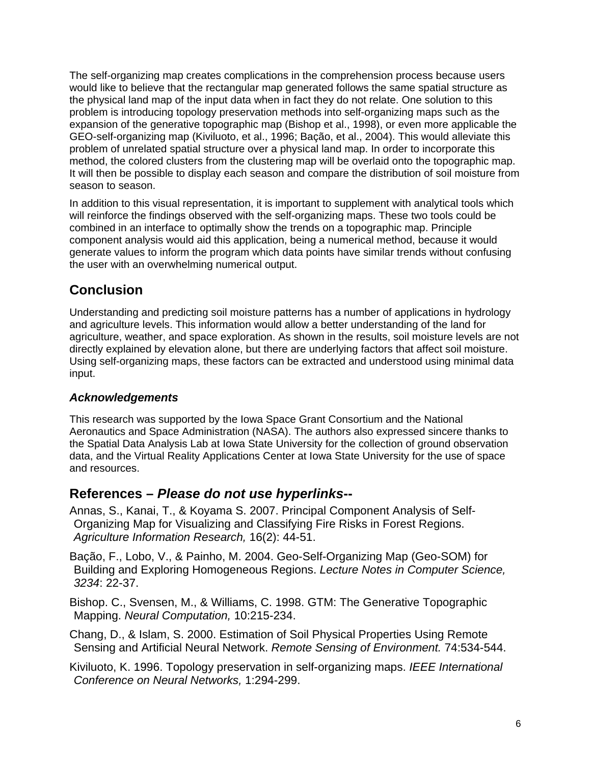The self-organizing map creates complications in the comprehension process because users would like to believe that the rectangular map generated follows the same spatial structure as the physical land map of the input data when in fact they do not relate. One solution to this problem is introducing topology preservation methods into self-organizing maps such as the expansion of the generative topographic map (Bishop et al., 1998), or even more applicable the GEO-self-organizing map (Kiviluoto, et al., 1996; Bação, et al., 2004). This would alleviate this problem of unrelated spatial structure over a physical land map. In order to incorporate this method, the colored clusters from the clustering map will be overlaid onto the topographic map. It will then be possible to display each season and compare the distribution of soil moisture from season to season.

In addition to this visual representation, it is important to supplement with analytical tools which will reinforce the findings observed with the self-organizing maps. These two tools could be combined in an interface to optimally show the trends on a topographic map. Principle component analysis would aid this application, being a numerical method, because it would generate values to inform the program which data points have similar trends without confusing the user with an overwhelming numerical output.

## Conclusion

Understanding and predicting soil moisture patterns has a number of applications in hydrology and agriculture levels. This information would allow a better understanding of the land for agriculture, weather, and space exploration. As shown in the results, soil moisture levels are not directly explained by elevation alone, but there are underlying factors that affect soil moisture. Using self-organizing maps, these factors can be extracted and understood using minimal data input.

### *Acknowledgements*

This research was supported by the Iowa Space Grant Consortium and the National Aeronautics and Space Administration (NASA). The authors also expressed sincere thanks to the Spatial Data Analysis Lab at Iowa State University for the collection of ground observation data, and the Virtual Reality Applications Center at Iowa State University for the use of space and resources.

## References – *Please do not use hyperlinks*--

Annas, S., Kanai, T., & Koyama S. 2007. Principal Component Analysis of Self-Organizing Map for Visualizing and Classifying Fire Risks in Forest Regions. *Agriculture Information Research,* 16(2): 44-51.

Bação, F., Lobo, V., & Painho, M. 2004. Geo-Self-Organizing Map (Geo-SOM) for Building and Exploring Homogeneous Regions. *Lecture Notes in Computer Science, 3234*: 22-37.

Bishop. C., Svensen, M., & Williams, C. 1998. GTM: The Generative Topographic Mapping. *Neural Computation,* 10:215-234.

Chang, D., & Islam, S. 2000. Estimation of Soil Physical Properties Using Remote Sensing and Artificial Neural Network. *Remote Sensing of Environment.* 74:534-544.

Kiviluoto, K. 1996. Topology preservation in self-organizing maps. *IEEE International Conference on Neural Networks,* 1:294-299.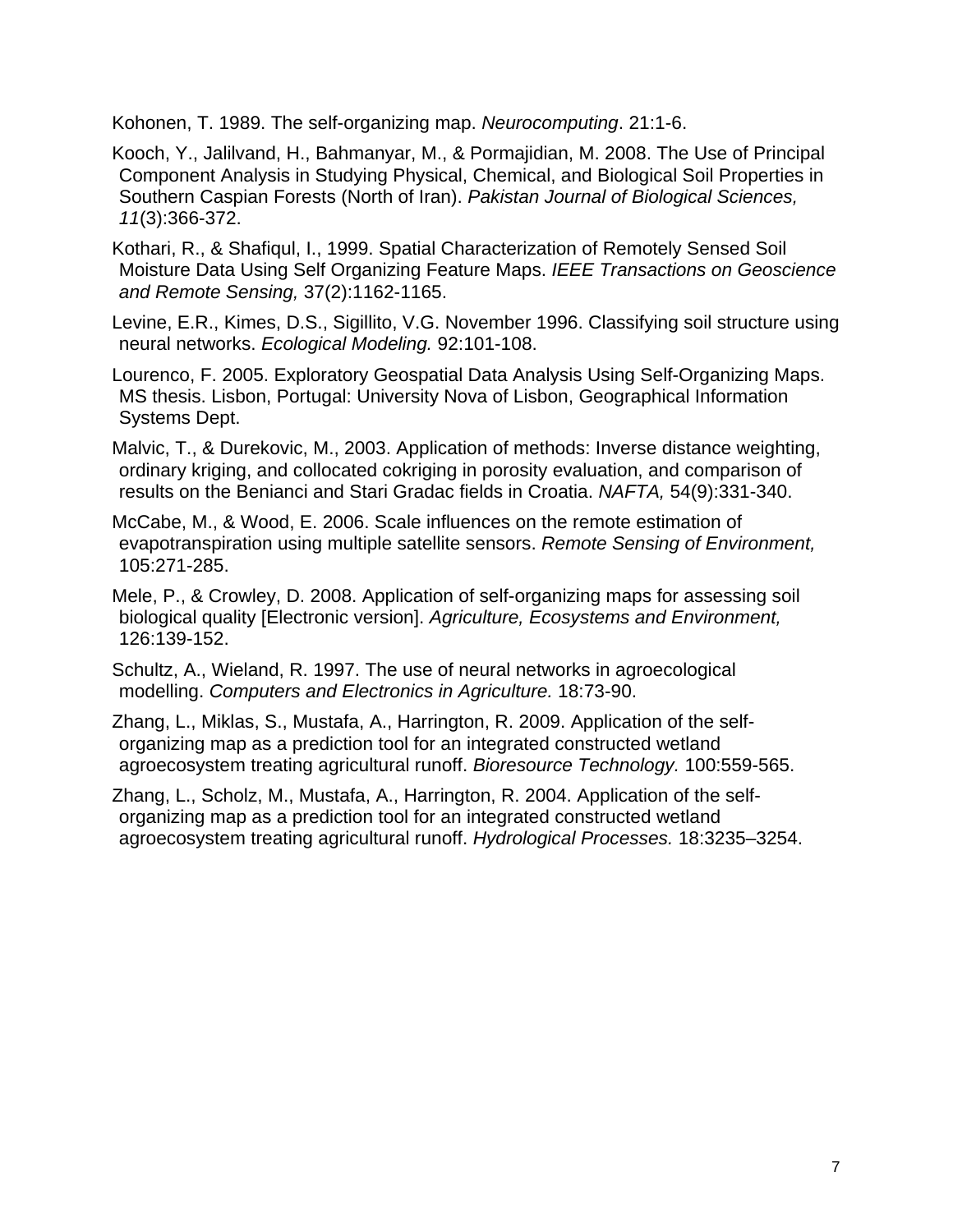Kohonen, T. 1989. The self-organizing map. *Neurocomputing*. 21:1-6.

Kooch, Y., Jalilvand, H., Bahmanyar, M., & Pormajidian, M. 2008. The Use of Principal Component Analysis in Studying Physical, Chemical, and Biological Soil Properties in Southern Caspian Forests (North of Iran). *Pakistan Journal of Biological Sciences, 11*(3):366-372.

Kothari, R., & Shafiqul, I., 1999. Spatial Characterization of Remotely Sensed Soil Moisture Data Using Self Organizing Feature Maps. *IEEE Transactions on Geoscience and Remote Sensing,* 37(2):1162-1165.

Levine, E.R., Kimes, D.S., Sigillito, V.G. November 1996. Classifying soil structure using neural networks. *Ecological Modeling.* 92:101-108.

Lourenco, F. 2005. Exploratory Geospatial Data Analysis Using Self-Organizing Maps. MS thesis. Lisbon, Portugal: University Nova of Lisbon, Geographical Information Systems Dept.

Malvic, T., & Durekovic, M., 2003. Application of methods: Inverse distance weighting, ordinary kriging, and collocated cokriging in porosity evaluation, and comparison of results on the Benianci and Stari Gradac fields in Croatia. *NAFTA,* 54(9):331-340.

McCabe, M., & Wood, E. 2006. Scale influences on the remote estimation of evapotranspiration using multiple satellite sensors. *Remote Sensing of Environment,* 105:271-285.

Mele, P., & Crowley, D. 2008. Application of self-organizing maps for assessing soil biological quality [Electronic version]. *Agriculture, Ecosystems and Environment,* 126:139-152.

Schultz, A., Wieland, R. 1997. The use of neural networks in agroecological modelling. *Computers and Electronics in Agriculture.* 18:73-90.

Zhang, L., Miklas, S., Mustafa, A., Harrington, R. 2009. Application of the self-organizing map as a prediction tool for an integrated constructed wetland agroecosystem treating agricultural runoff. *Bioresource Technology.* 100:559-565.

Zhang, L., Scholz, M., Mustafa, A., Harrington, R. 2004. Application of the self-organizing map as a prediction tool for an integrated constructed wetland agroecosystem treating agricultural runoff. *Hydrological Processes.* 18:3235–3254.